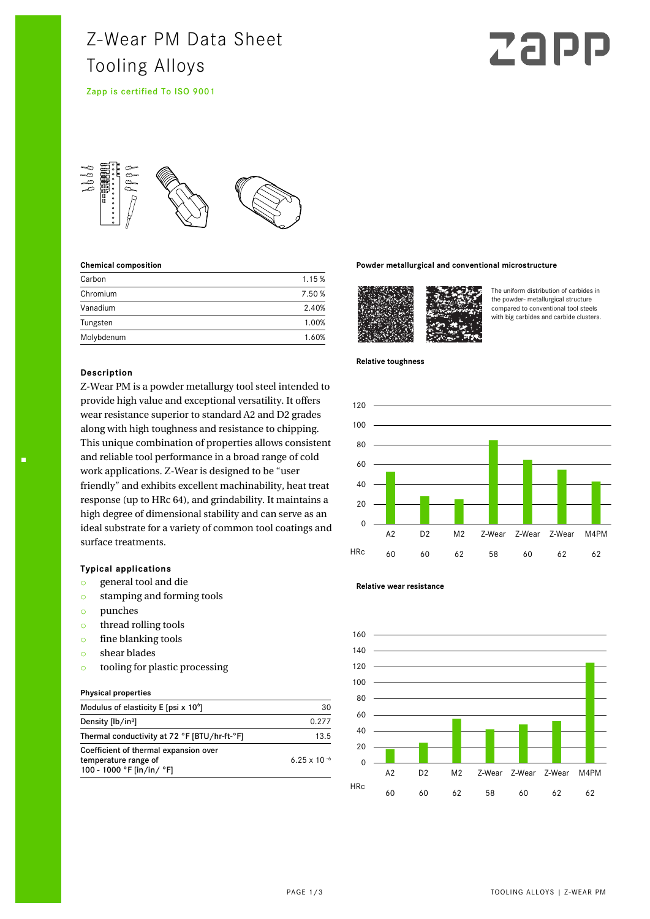# Z-Wear PM Data Sheet
# Tooling Alloys

Zapp is certified To ISO 9001

### Chemical composition

| Element | % |
|---|---|
| Carbon | 1.15 % |
| Chromium | 7.50 % |
| Vanadium | 2.40% |
| Tungsten | 1.00% |
| Molybdenum | 1.60% |

### Description

Z-Wear PM is a powder metallurgy tool steel intended to provide high value and exceptional versatility. It offers wear resistance superior to standard A2 and D2 grades along with high toughness and resistance to chipping. This unique combination of properties allows consistent and reliable tool performance in a broad range of cold work applications. Z-Wear is designed to be "user friendly" and exhibits excellent machinability, heat treat response (up to HRc 64), and grindability. It maintains a high degree of dimensional stability and can serve as an ideal substrate for a variety of common tool coatings and surface treatments.

### Typical applications

- general tool and die
- stamping and forming tools
- punches
- thread rolling tools
- fine blanking tools
- shear blades
- tooling for plastic processing

### Physical properties

| Property | Value |
|---|---|
| Modulus of elasticity E [psi x $10^6$] | 30 |
| Density [lb/in³] | 0.277 |
| Thermal conductivity at 72 °F [BTU/hr-ft-°F] | 13.5 |
| Coefficient of thermal expansion over temperature range of 100 - 1000 °F [in/in/ °F] | $6.25 \times 10^{-6}$ |

### Powder metallurgical and conventional microstructure

The uniform distribution of carbides in the powder- metallurgical structure compared to conventional tool steels with big carbides and carbide clusters.

### Relative toughness

| | A2 | D2 | M2 | Z-Wear | Z-Wear | Z-Wear | M4PM |
|---|---|---|---|---|---|---|---|
| HRc | 60 | 60 | 62 | 58 | 60 | 62 | 62 |

### Relative wear resistance

| | A2 | D2 | M2 | Z-Wear | Z-Wear | Z-Wear | M4PM |
|---|---|---|---|---|---|---|---|
| HRc | 60 | 60 | 62 | 58 | 60 | 62 | 62 |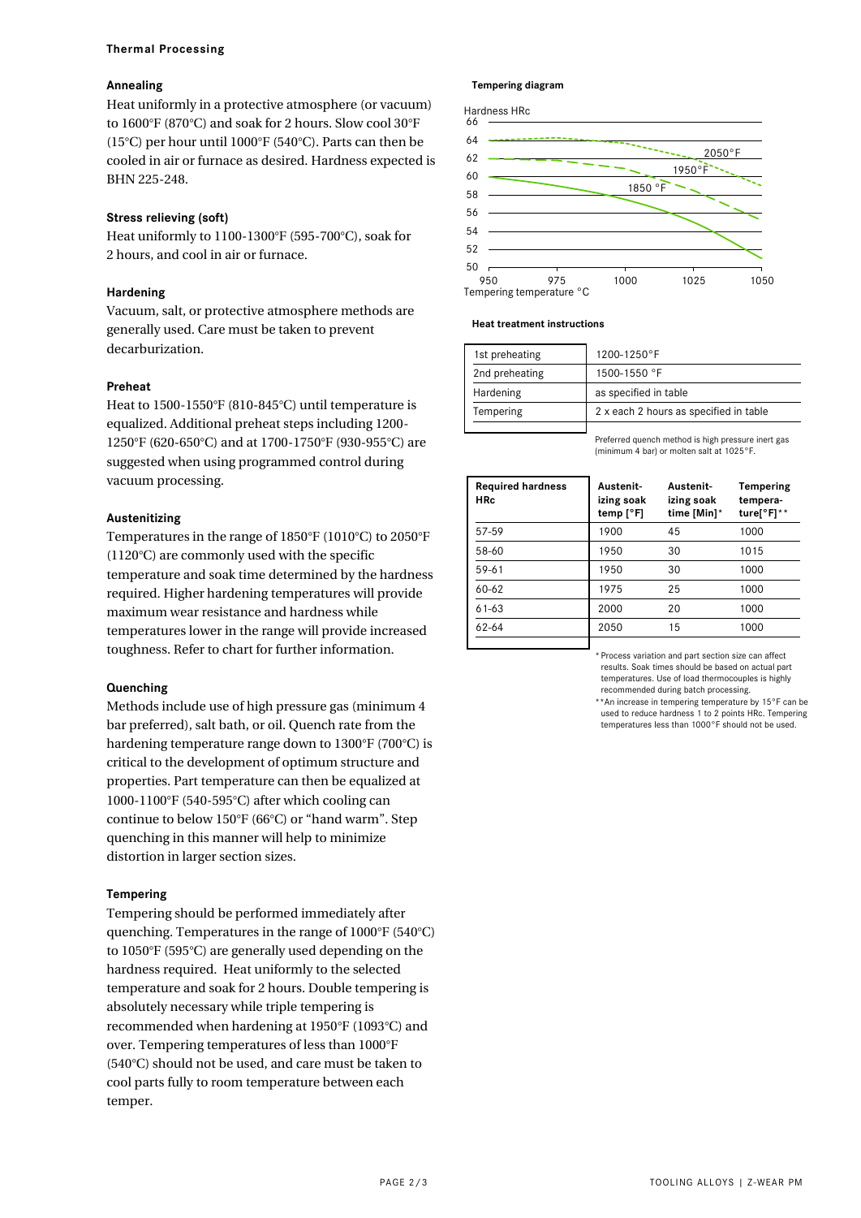## Thermal Processing

### Annealing

Heat uniformly in a protective atmosphere (or vacuum) to 1600°F (870°C) and soak for 2 hours. Slow cool 30°F (15°C) per hour until 1000°F (540°C). Parts can then be cooled in air or furnace as desired. Hardness expected is BHN 225-248.

### Stress relieving (soft)

Heat uniformly to 1100-1300°F (595-700°C), soak for 2 hours, and cool in air or furnace.

### Hardening

Vacuum, salt, or protective atmosphere methods are generally used. Care must be taken to prevent decarburization.

### Preheat

Heat to 1500-1550°F (810-845°C) until temperature is equalized. Additional preheat steps including 1200-1250°F (620-650°C) and at 1700-1750°F (930-955°C) are suggested when using programmed control during vacuum processing.

### Austenitizing

Temperatures in the range of 1850°F (1010°C) to 2050°F (1120°C) are commonly used with the specific temperature and soak time determined by the hardness required. Higher hardening temperatures will provide maximum wear resistance and hardness while temperatures lower in the range will provide increased toughness. Refer to chart for further information.

### Quenching

Methods include use of high pressure gas (minimum 4 bar preferred), salt bath, or oil. Quench rate from the hardening temperature range down to 1300°F (700°C) is critical to the development of optimum structure and properties. Part temperature can then be equalized at 1000-1100°F (540-595°C) after which cooling can continue to below 150°F (66°C) or "hand warm". Step quenching in this manner will help to minimize distortion in larger section sizes.

### Tempering

Tempering should be performed immediately after quenching. Temperatures in the range of 1000°F (540°C) to 1050°F (595°C) are generally used depending on the hardness required. Heat uniformly to the selected temperature and soak for 2 hours. Double tempering is absolutely necessary while triple tempering is recommended when hardening at 1950°F (1093°C) and over. Tempering temperatures of less than 1000°F (540°C) should not be used, and care must be taken to cool parts fully to room temperature between each temper.

### Tempering diagram

Hardness HRc (50–66) vs. Tempering temperature °C (950–1050); curves for 1850 °F, 1950°F, 2050°F.

### Heat treatment instructions

| | |
|---|---|
| 1st preheating | 1200-1250°F |
| 2nd preheating | 1500-1550 °F |
| Hardening | as specified in table |
| Tempering | 2 x each 2 hours as specified in table |

Preferred quench method is high pressure inert gas (minimum 4 bar) or molten salt at 1025°F.

| Required hardness HRc | Austenitizing soak temp [°F] | Austenitizing soak time [Min]* | Tempering temperature[°F]** |
|---|---|---|---|
| 57-59 | 1900 | 45 | 1000 |
| 58-60 | 1950 | 30 | 1015 |
| 59-61 | 1950 | 30 | 1000 |
| 60-62 | 1975 | 25 | 1000 |
| 61-63 | 2000 | 20 | 1000 |
| 62-64 | 2050 | 15 | 1000 |

\* Process variation and part section size can affect results. Soak times should be based on actual part temperatures. Use of load thermocouples is highly recommended during batch processing.

\*\*An increase in tempering temperature by 15°F can be used to reduce hardness 1 to 2 points HRc. Tempering temperatures less than 1000°F should not be used.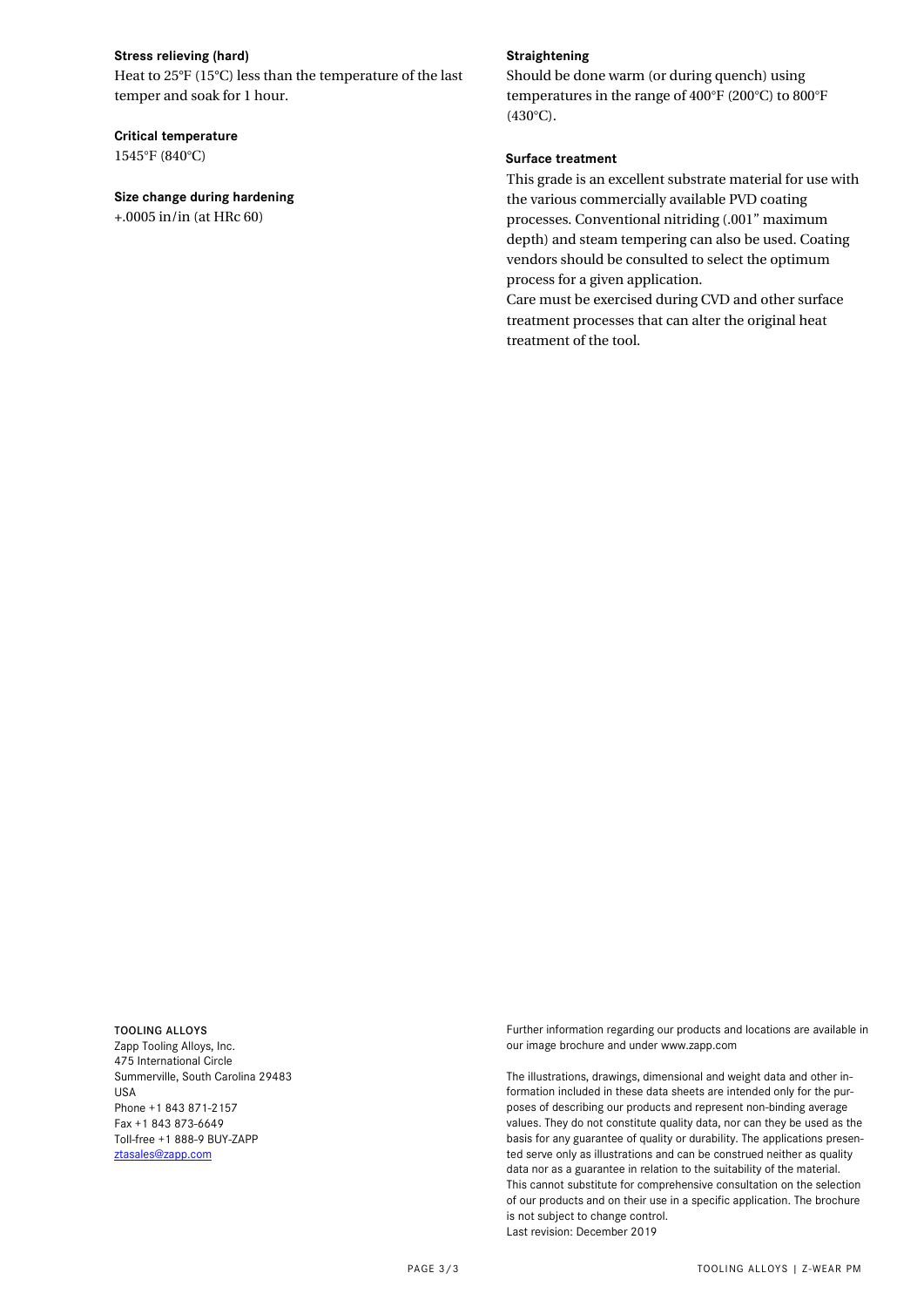### Stress relieving (hard)

Heat to 25°F (15°C) less than the temperature of the last temper and soak for 1 hour.

### Critical temperature

1545°F (840°C)

### Size change during hardening

+.0005 in/in (at HRc 60)

### Straightening

Should be done warm (or during quench) using temperatures in the range of 400°F (200°C) to 800°F (430°C).

### Surface treatment

This grade is an excellent substrate material for use with the various commercially available PVD coating processes. Conventional nitriding (.001" maximum depth) and steam tempering can also be used. Coating vendors should be consulted to select the optimum process for a given application.
Care must be exercised during CVD and other surface treatment processes that can alter the original heat treatment of the tool.

TOOLING ALLOYS
Zapp Tooling Alloys, Inc.
475 International Circle
Summerville, South Carolina 29483
USA
Phone +1 843 871-2157
Fax +1 843 873-6649
Toll-free +1 888-9 BUY-ZAPP
ztasales@zapp.com

Further information regarding our products and locations are available in our image brochure and under www.zapp.com

The illustrations, drawings, dimensional and weight data and other information included in these data sheets are intended only for the purposes of describing our products and represent non-binding average values. They do not constitute quality data, nor can they be used as the basis for any guarantee of quality or durability. The applications presented serve only as illustrations and can be construed neither as quality data nor as a guarantee in relation to the suitability of the material. This cannot substitute for comprehensive consultation on the selection of our products and on their use in a specific application. The brochure is not subject to change control.
Last revision: December 2019